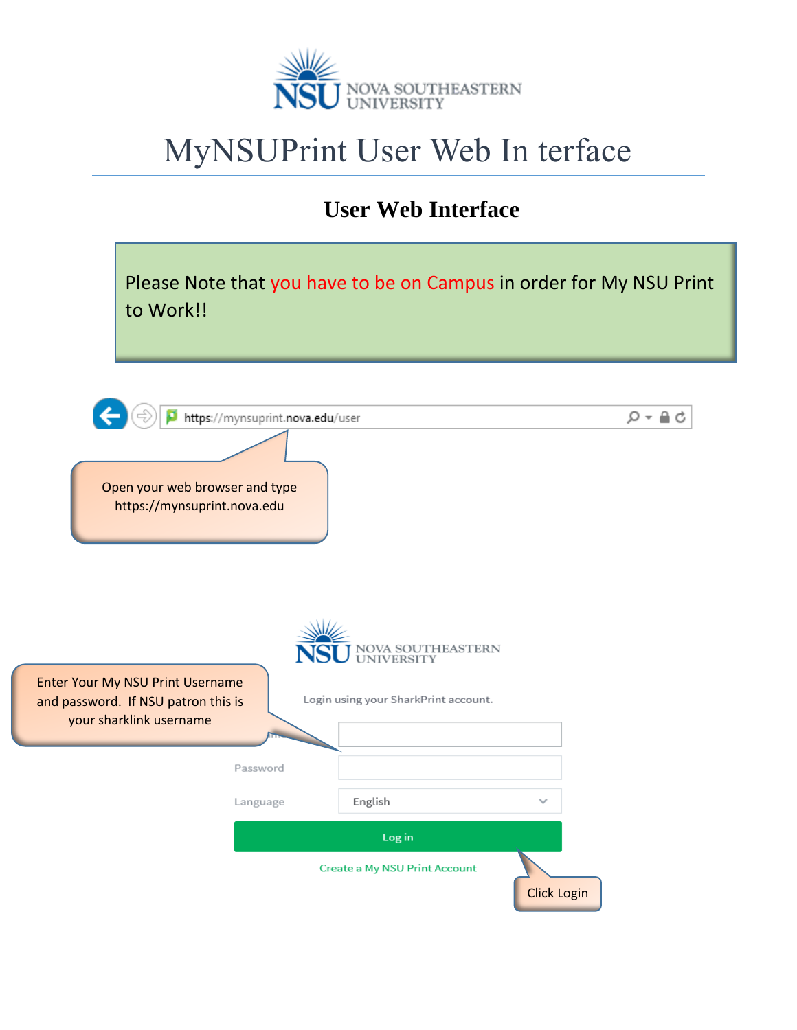# MyNSUPrint User Web In terface

## User Web Interface

Please Note that you have to be on Campus in order for My NSU Print to Work!!

https://mynsuprint.nova.edu/user

Open your web browser and type https://mynsuprint.nova.edu

Login using your SharkPrint account.

Enter Your My NSU Print Username and password. If NSU patron this is your sharklink username

Password

Language English

Log in

Create a My NSU Print Account

Click Login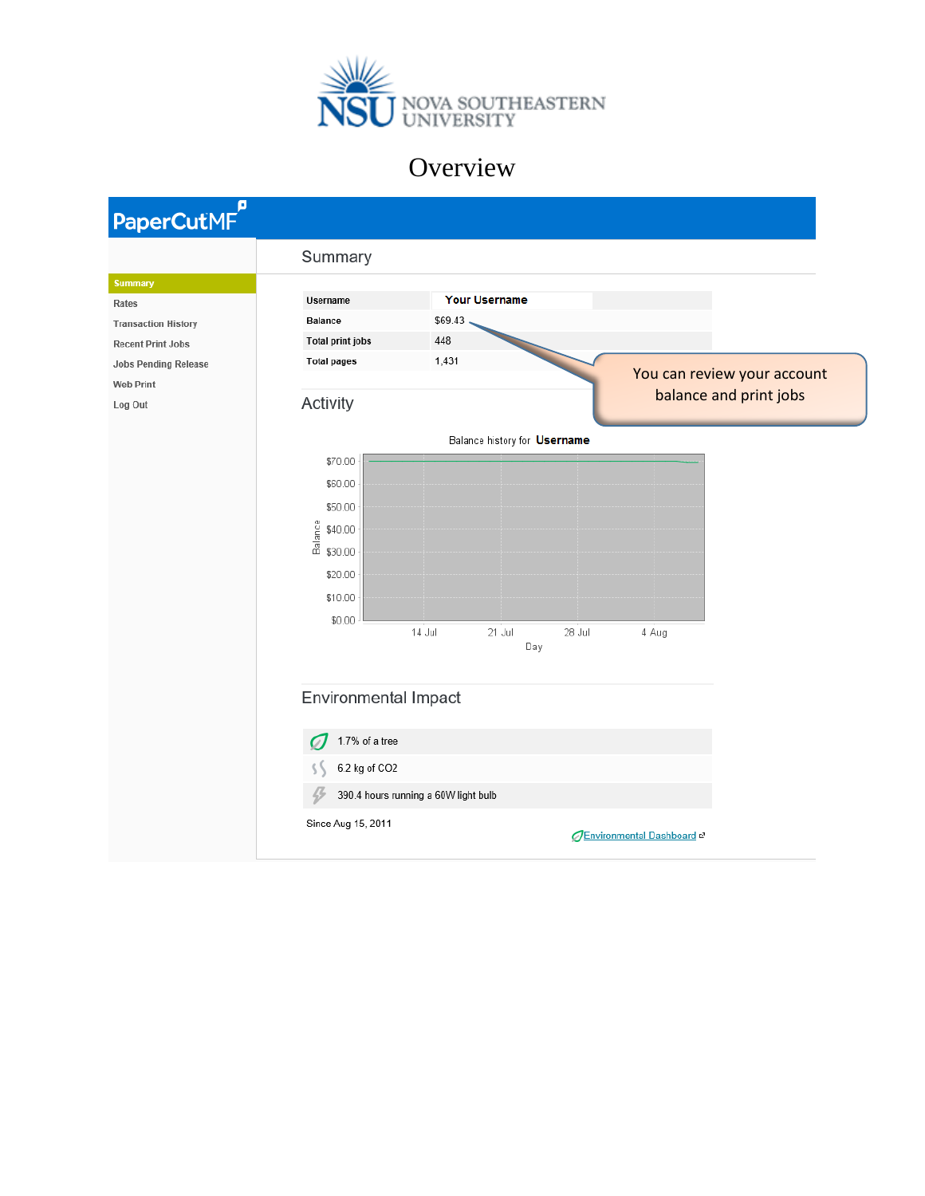NSU NOVA SOUTHEASTERN UNIVERSITY

# Overview

PaperCutMF

- Summary
- Rates
- Transaction History
- Recent Print Jobs
- Jobs Pending Release
- Web Print
- Log Out

## Summary

| | |
|---|---|
| Username | Your Username |
| Balance | $69.43 |
| Total print jobs | 448 |
| Total pages | 1,431 |

You can review your account balance and print jobs

## Activity

Balance history for **Username**

$70.00
$60.00
$50.00
$40.00
$30.00
$20.00
$10.00
$0.00

Balance

14 Jul
21 Jul
28 Jul
4 Aug

Day

## Environmental Impact

1.7% of a tree

6.2 kg of $CO_2$

390.4 hours running a 60W light bulb

Since Aug 15, 2011

Environmental Dashboard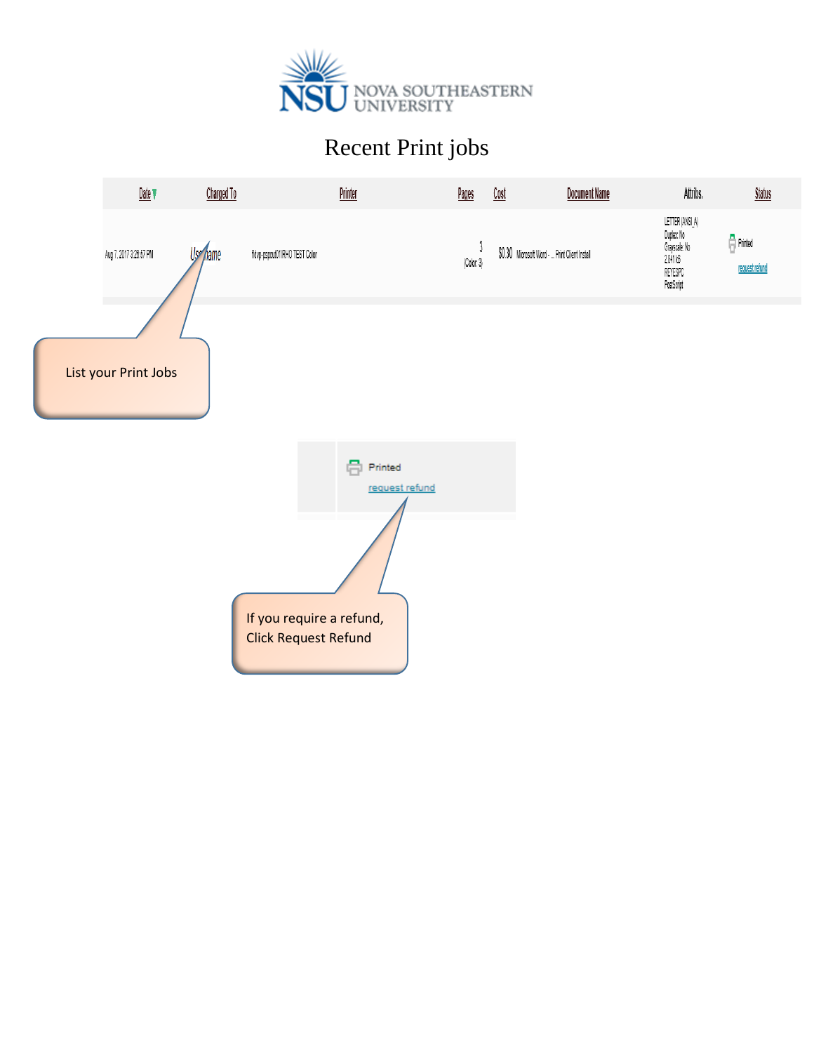NSU NOVA SOUTHEASTERN UNIVERSITY

# Recent Print jobs

| Date | Charged To | Printer | Pages | Cost | Document Name | Attribs. | Status |
|---|---|---|---|---|---|---|---|
| Aug 7, 2017 3:26:57 PM | Username | fdup-pspoul01\RHO TEST Color | 3 (Color 3) | $0.30 | Microsoft Word - ... Print Client Install | LETTER (ANSI_A) Duplex: No Grayscale: No 2,841 kB REYESPC PostScript | Printed request refund |

List your Print Jobs

Printed
request refund

If you require a refund, Click Request Refund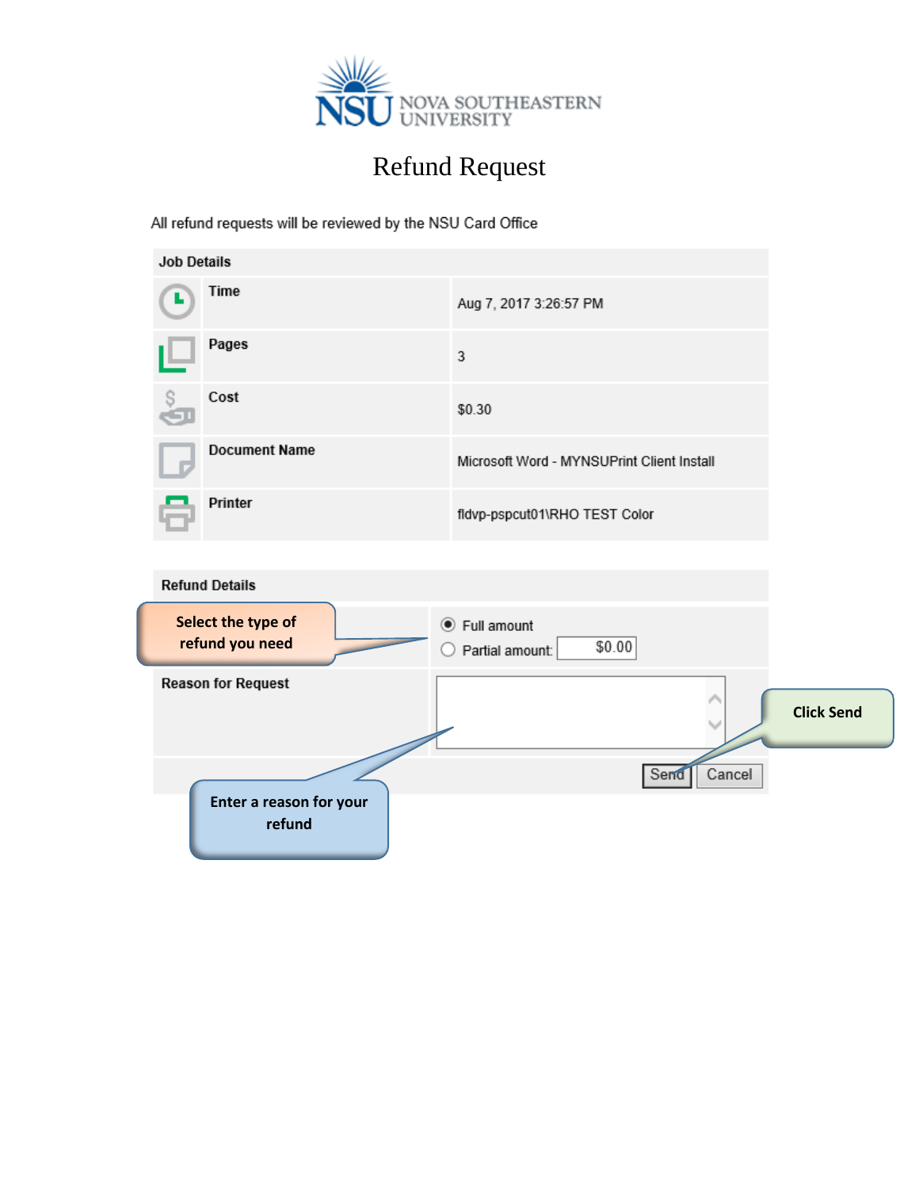NSU NOVA SOUTHEASTERN UNIVERSITY

# Refund Request

All refund requests will be reviewed by the NSU Card Office

| Job Details | | |
|---|---|---|
| | Time | Aug 7, 2017 3:26:57 PM |
| | Pages | 3 |
| | Cost | $0.30 |
| | Document Name | Microsoft Word - MYNSUPrint Client Install |
| | Printer | fldvp-pspcut01\RHO TEST Color |

| Refund Details | |
|---|---|
| | ◉ Full amount<br>○ Partial amount: $0.00 |
| Reason for Request | |

Send | Cancel

Select the type of refund you need

Enter a reason for your refund

Click Send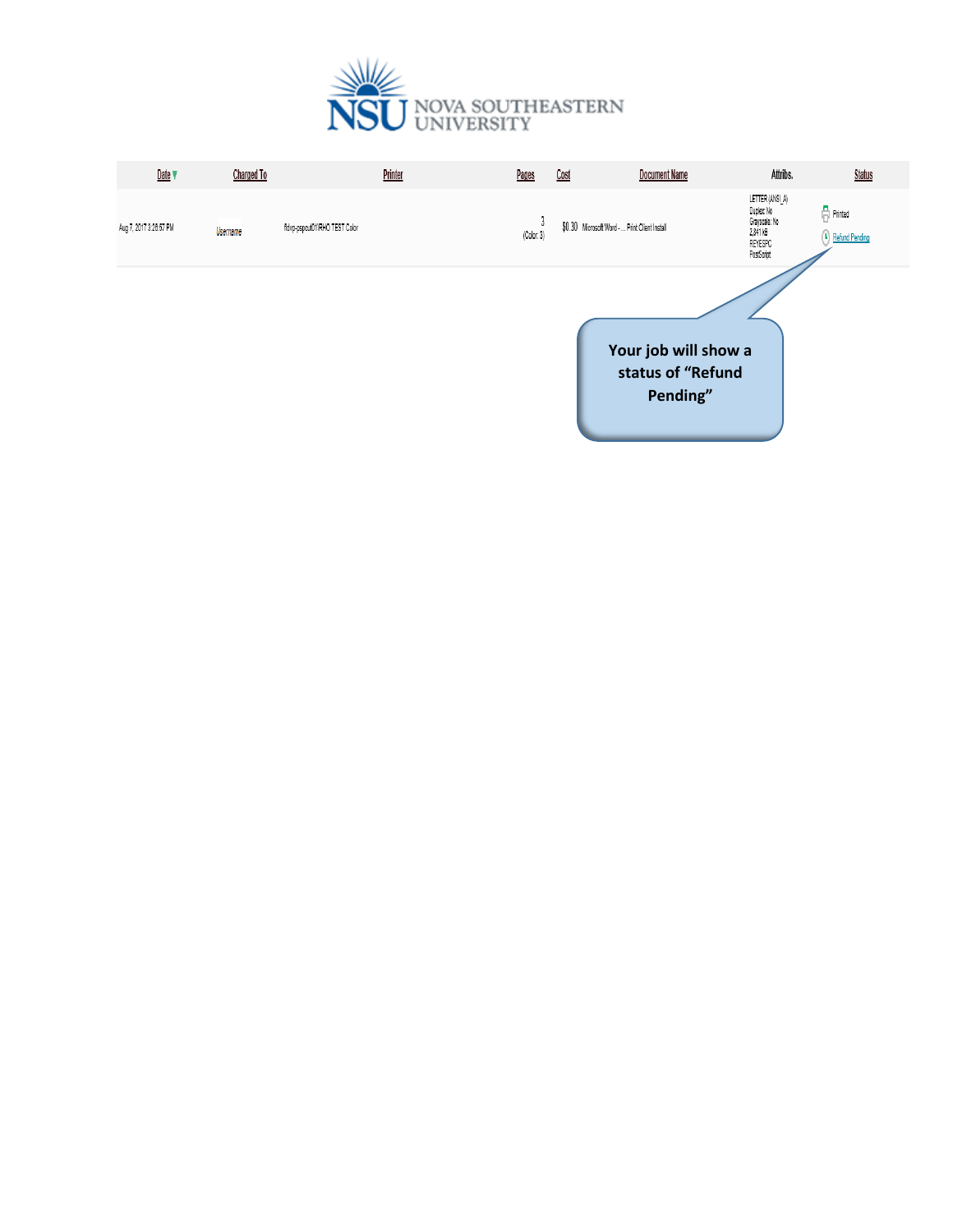NOVA SOUTHEASTERN UNIVERSITY

| Date | Charged To | Printer | Pages | Cost | Document Name | Attribs. | Status |
|---|---|---|---|---|---|---|---|
| Aug 7, 2017 3:26:57 PM | Username | ftdvp-pspcut01\RHO TEST Color | 3 (Color: 3) | $0.30 | Microsoft Word - ... Print Client Install | LETTER (ANSI_A) Duplex: No Grayscale: No 2,841 kB REYESPC PostScript | Printed Refund Pending |

Your job will show a status of "Refund Pending"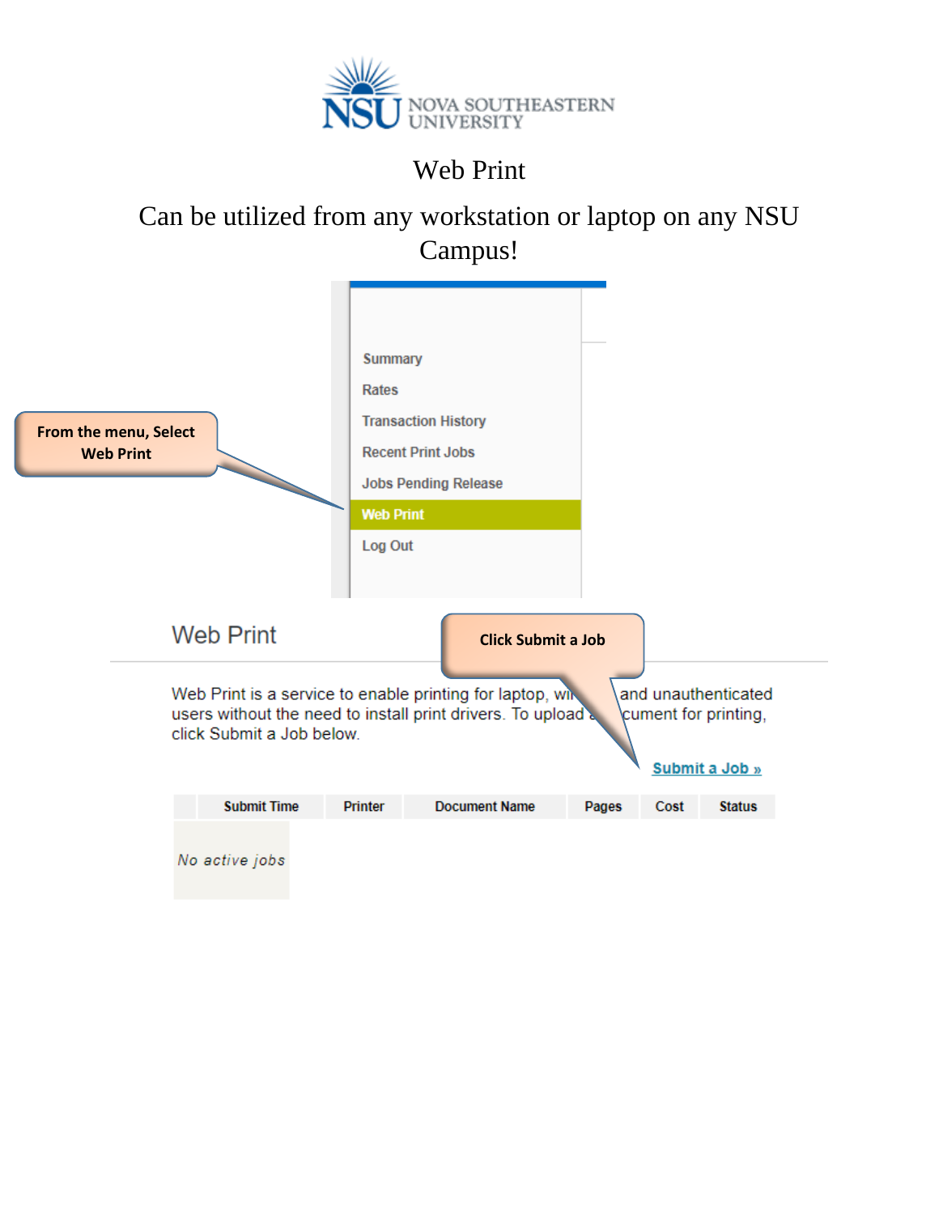NSU NOVA SOUTHEASTERN UNIVERSITY

# Web Print

## Can be utilized from any workstation or laptop on any NSU Campus!

Summary

Rates

Transaction History

Recent Print Jobs

Jobs Pending Release

**Web Print**

Log Out

**From the menu, Select Web Print**

## Web Print

**Click Submit a Job**

Web Print is a service to enable printing for laptop, wi... and unauthenticated users without the need to install print drivers. To upload a ...cument for printing, click Submit a Job below.

Submit a Job »

| | Submit Time | Printer | Document Name | Pages | Cost | Status |
|---|---|---|---|---|---|---|
| *No active jobs* | | | | | | |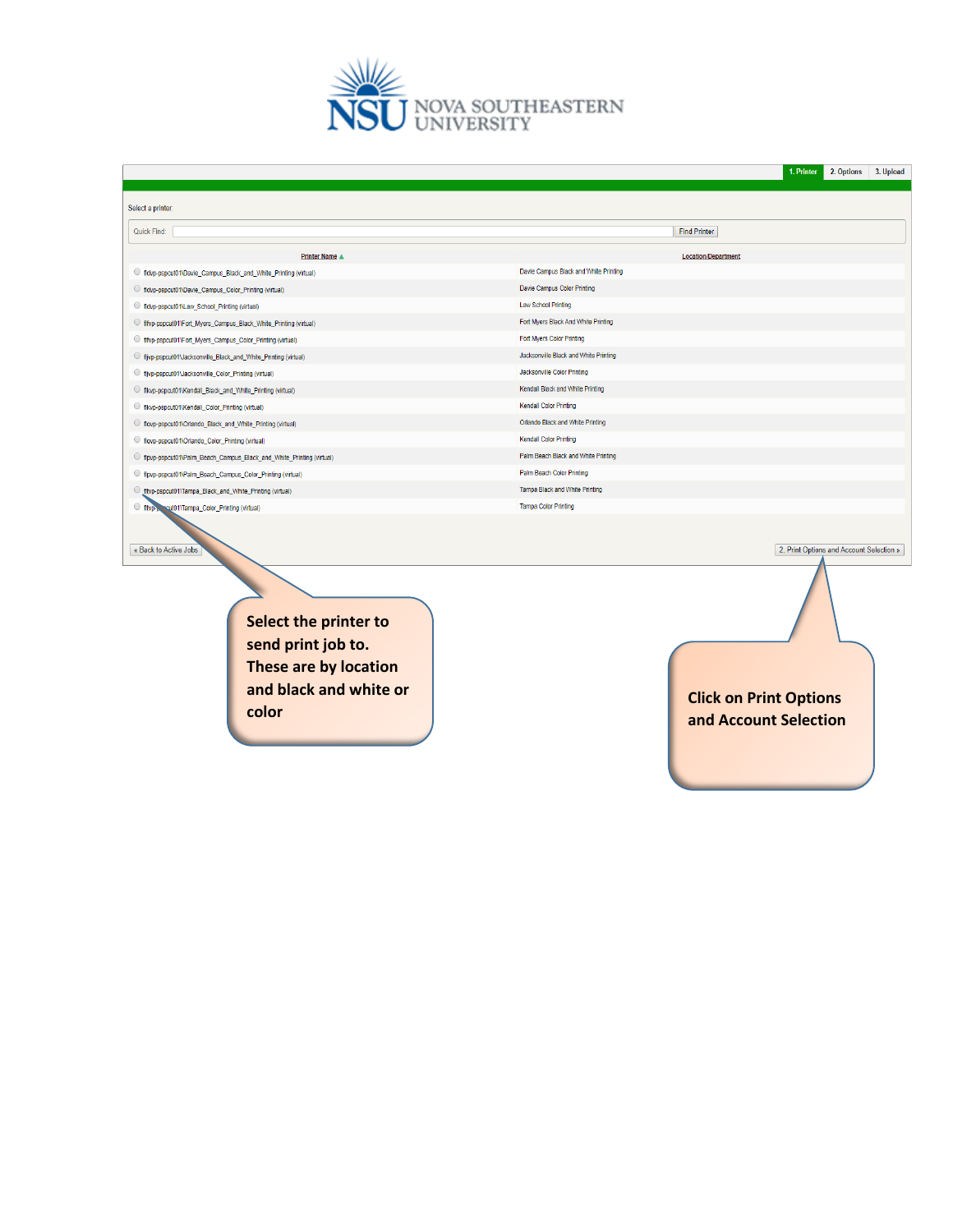NOVA SOUTHEASTERN UNIVERSITY

1. Printer | 2. Options | 3. Upload

Select a printer

Quick Find: Find Printer

| Printer Name ▲ | Location/Department |
|---|---|
| fdvp-pspcut01\Davie_Campus_Black_and_White_Printing (virtual) | Davie Campus Black and White Printing |
| fdvp-pspcut01\Davie_Campus_Color_Printing (virtual) | Davie Campus Color Printing |
| fdvp-pspcut01\Law_School_Printing (virtual) | Law School Printing |
| ffvp-pspcut01\Fort_Myers_Campus_Black_White_Printing (virtual) | Fort Myers Black And White Printing |
| ffvp-pspcut01\Fort_Myers_Campus_Color_Printing (virtual) | Fort Myers Color Printing |
| fjvp-pspcut01\Jacksonville_Black_and_White_Printing (virtual) | Jacksonville Black and White Printing |
| fjvp-pspcut01\Jacksonville_Color_Printing (virtual) | Jacksonville Color Printing |
| fkvp-pspcut01\Kendall_Black_and_White_Printing (virtual) | Kendall Black and White Printing |
| fkvp-pspcut01\Kendall_Color_Printing (virtual) | Kendall Color Printing |
| fovp-pspcut01\Orlando_Black_and_White_Printing (virtual) | Orlando Black and White Printing |
| fovp-pspcut01\Orlando_Color_Printing (virtual) | Kendall Color Printing |
| fpvp-pspcut01\Palm_Beach_Campus_Black_and_White_Printing (virtual) | Palm Beach Black and White Printing |
| fpvp-pspcut01\Palm_Beach_Campus_Color_Printing (virtual) | Palm Beach Color Printing |
| fttvp-pspcut01\Tampa_Black_and_White_Printing (virtual) | Tampa Black and White Printing |
| fttvp-pspcut01\Tampa_Color_Printing (virtual) | Tampa Color Printing |

« Back to Active Jobs

2. Print Options and Account Selection »

Select the printer to send print job to. These are by location and black and white or color

Click on Print Options and Account Selection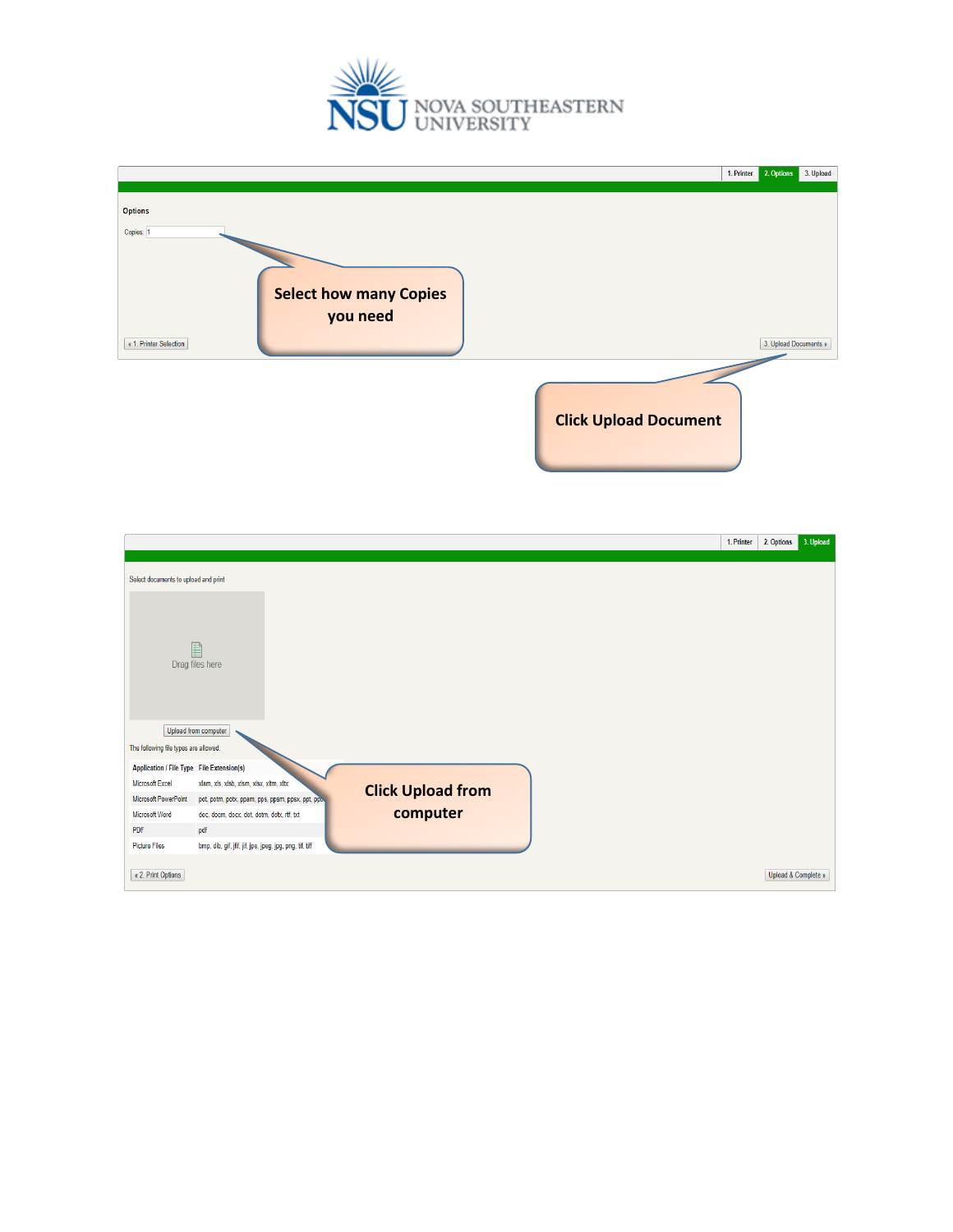NSU NOVA SOUTHEASTERN UNIVERSITY

1. Printer | 2. Options | 3. Upload

**Options**

Copies: 1

Select how many Copies you need

« 1. Printer Selection

3. Upload Documents »

Click Upload Document

1. Printer | 2. Options | 3. Upload

Select documents to upload and print

Drag files here

Upload from computer

Click Upload from computer

The following file types are allowed:

| Application / File Type | File Extension(s) |
|---|---|
| Microsoft Excel | xlam, xls, xlsb, xlsm, xlsx, xltm, xltx |
| Microsoft PowerPoint | pot, potm, potx, ppam, pps, ppsm, ppsx, ppt, ppt... |
| Microsoft Word | doc, docm, docx, dot, dotm, dotx, rtf, txt |
| PDF | pdf |
| Picture Files | bmp, dib, gif, jfif, jif, jpe, jpeg, jpg, png, tif, tiff |

« 2. Print Options

Upload & Complete »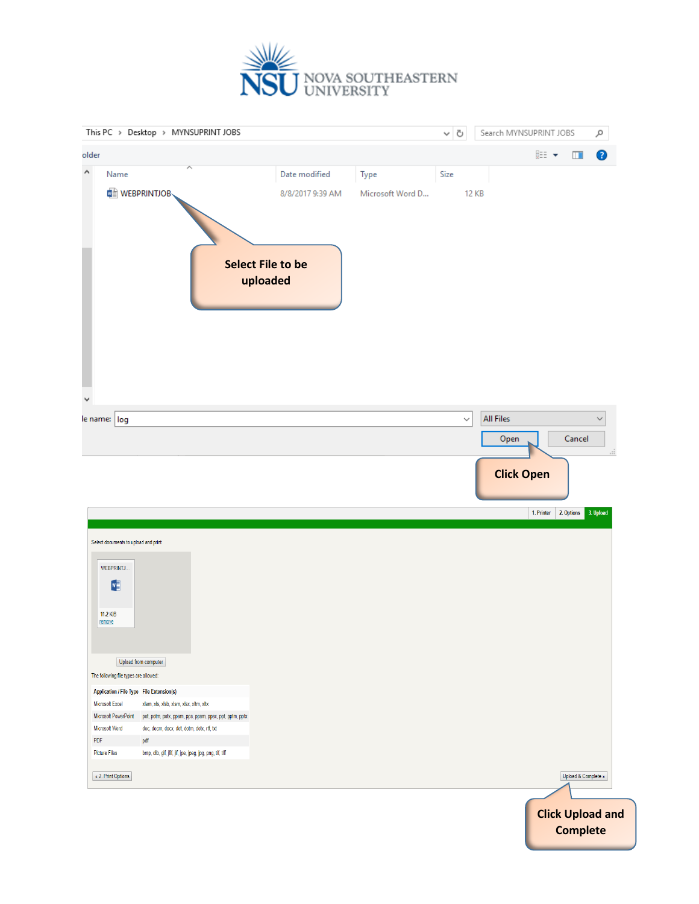NSU NOVA SOUTHEASTERN UNIVERSITY

This PC › Desktop › MYNSUPRINT JOBS

Search MYNSUPRINT JOBS

| Name | Date modified | Type | Size |
|---|---|---|---|
| WEBPRINTJOB | 8/8/2017 9:39 AM | Microsoft Word D... | 12 KB |

**Select File to be uploaded**

File name: log

All Files

Open Cancel

**Click Open**

1. Printer 2. Options 3. Upload

Select documents to upload and print

WEBPRINTJ...

11.2 KB
remove

Upload from computer

The following file types are allowed:

| Application / File Type | File Extension(s) |
|---|---|
| Microsoft Excel | xlam, xls, xlsb, xlsm, xlsx, xltm, xltx |
| Microsoft PowerPoint | pot, potm, potx, ppam, pps, ppsm, ppsx, ppt, pptm, pptx |
| Microsoft Word | doc, docm, docx, dot, dotm, dotx, rtf, txt |
| PDF | pdf |
| Picture Files | bmp, dib, gif, jfif, jif, jpe, jpeg, jpg, png, tif, tiff |

« 2. Print Options

Upload & Complete »

**Click Upload and Complete**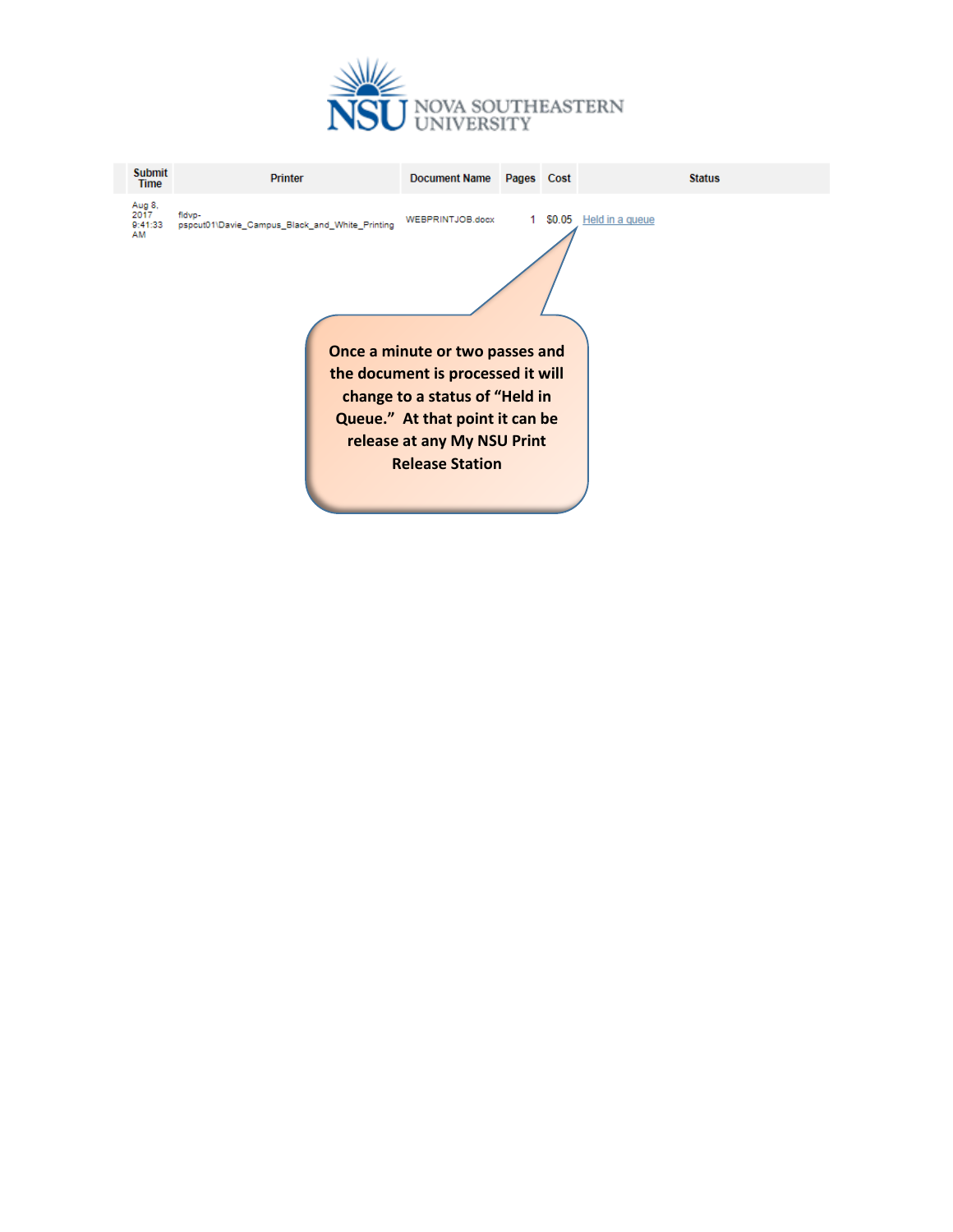NSU NOVA SOUTHEASTERN UNIVERSITY

| Submit Time | Printer | Document Name | Pages | Cost | Status |
|---|---|---|---|---|---|
| Aug 8, 2017 9:41:33 AM | fldvp-pspcut01\Davie_Campus_Black_and_White_Printing | WEBPRINTJOB.docx | 1 | $0.05 | Held in a queue |

**Once a minute or two passes and the document is processed it will change to a status of "Held in Queue." At that point it can be release at any My NSU Print Release Station**